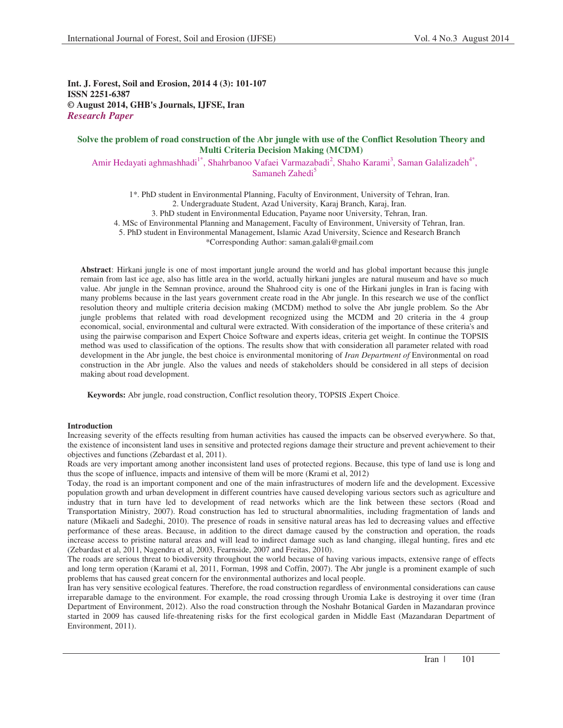**Int. J. Forest, Soil and Erosion, 2014 4 (3): 101-107**
**ISSN 2251-6387**
**© August 2014, GHB's Journals, IJFSE, Iran**
***Research Paper***

# Solve the problem of road construction of the Abr jungle with use of the Conflict Resolution Theory and Multi Criteria Decision Making (MCDM)

Amir Hedayati aghmashhadi[1*], Shahrbanoo Vafaei Varmazabadi[2], Shaho Karami[3], Saman Galalizadeh[4*], Samaneh Zahedi[5]

1*. PhD student in Environmental Planning, Faculty of Environment, University of Tehran, Iran.
2. Undergraduate Student, Azad University, Karaj Branch, Karaj, Iran.
3. PhD student in Environmental Education, Payame noor University, Tehran, Iran.
4. MSc of Environmental Planning and Management, Faculty of Environment, University of Tehran, Iran.
5. PhD student in Environmental Management, Islamic Azad University, Science and Research Branch
*Corresponding Author: saman.galali@gmail.com

**Abstract**: Hirkani jungle is one of most important jungle around the world and has global important because this jungle remain from last ice age, also has little area in the world, actually hirkani jungles are natural museum and have so much value. Abr jungle in the Semnan province, around the Shahrood city is one of the Hirkani jungles in Iran is facing with many problems because in the last years government create road in the Abr jungle. In this research we use of the conflict resolution theory and multiple criteria decision making (MCDM) method to solve the Abr jungle problem. So the Abr jungle problems that related with road development recognized using the MCDM and 20 criteria in the 4 group economical, social, environmental and cultural were extracted. With consideration of the importance of these criteria's and using the pairwise comparison and Expert Choice Software and experts ideas, criteria get weight. In continue the TOPSIS method was used to classification of the options. The results show that with consideration all parameter related with road development in the Abr jungle, the best choice is environmental monitoring of *Iran Department of* Environmental on road construction in the Abr jungle. Also the values and needs of stakeholders should be considered in all steps of decision making about road development.

**Keywords:** Abr jungle, road construction, Conflict resolution theory, TOPSIS ،Expert Choice.

## Introduction

Increasing severity of the effects resulting from human activities has caused the impacts can be observed everywhere. So that, the existence of inconsistent land uses in sensitive and protected regions damage their structure and prevent achievement to their objectives and functions (Zebardast et al, 2011).

Roads are very important among another inconsistent land uses of protected regions. Because, this type of land use is long and thus the scope of influence, impacts and intensive of them will be more (Krami et al, 2012)

Today, the road is an important component and one of the main infrastructures of modern life and the development. Excessive population growth and urban development in different countries have caused developing various sectors such as agriculture and industry that in turn have led to development of read networks which are the link between these sectors (Road and Transportation Ministry, 2007). Road construction has led to structural abnormalities, including fragmentation of lands and nature (Mikaeli and Sadeghi, 2010). The presence of roads in sensitive natural areas has led to decreasing values and effective performance of these areas. Because, in addition to the direct damage caused by the construction and operation, the roads increase access to pristine natural areas and will lead to indirect damage such as land changing, illegal hunting, fires and etc (Zebardast et al, 2011, Nagendra et al, 2003, Fearnside, 2007 and Freitas, 2010).

The roads are serious threat to biodiversity throughout the world because of having various impacts, extensive range of effects and long term operation (Karami et al, 2011, Forman, 1998 and Coffin, 2007). The Abr jungle is a prominent example of such problems that has caused great concern for the environmental authorizes and local people.

Iran has very sensitive ecological features. Therefore, the road construction regardless of environmental considerations can cause irreparable damage to the environment. For example, the road crossing through Uromia Lake is destroying it over time (Iran Department of Environment, 2012). Also the road construction through the Noshahr Botanical Garden in Mazandaran province started in 2009 has caused life-threatening risks for the first ecological garden in Middle East (Mazandaran Department of Environment, 2011).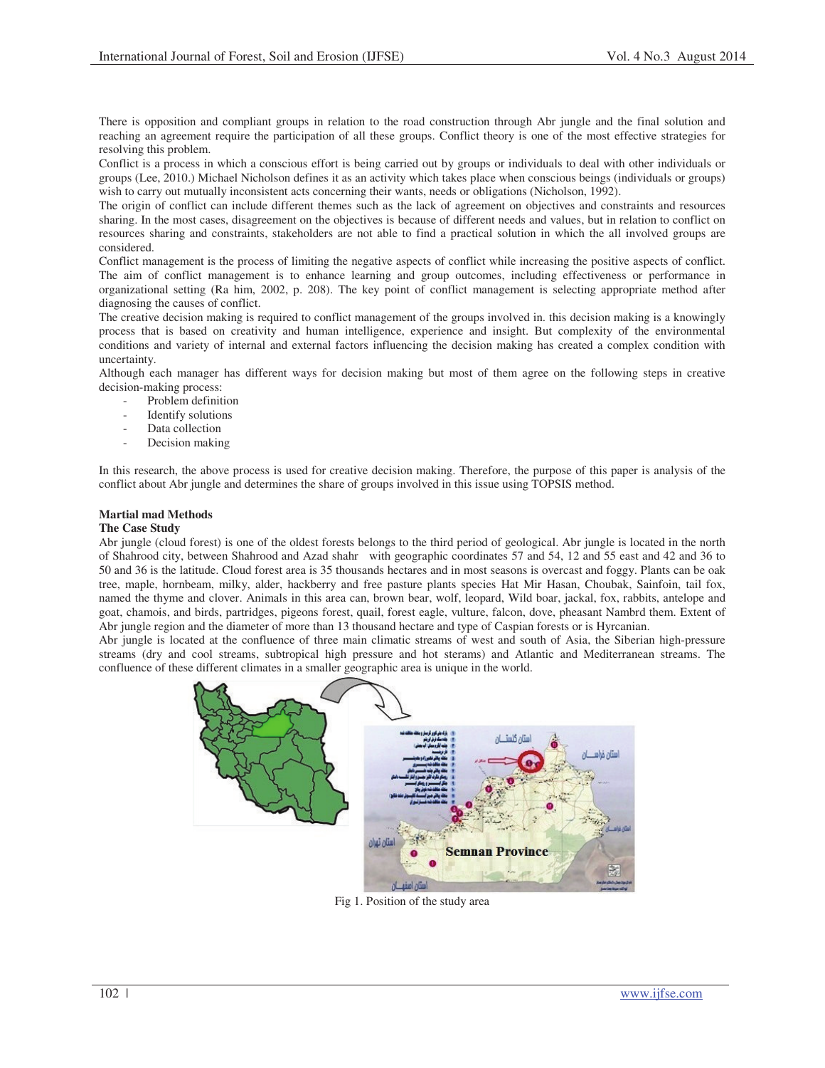There is opposition and compliant groups in relation to the road construction through Abr jungle and the final solution and reaching an agreement require the participation of all these groups. Conflict theory is one of the most effective strategies for resolving this problem.

Conflict is a process in which a conscious effort is being carried out by groups or individuals to deal with other individuals or groups (Lee, 2010.) Michael Nicholson defines it as an activity which takes place when conscious beings (individuals or groups) wish to carry out mutually inconsistent acts concerning their wants, needs or obligations (Nicholson, 1992).

The origin of conflict can include different themes such as the lack of agreement on objectives and constraints and resources sharing. In the most cases, disagreement on the objectives is because of different needs and values, but in relation to conflict on resources sharing and constraints, stakeholders are not able to find a practical solution in which the all involved groups are considered.

Conflict management is the process of limiting the negative aspects of conflict while increasing the positive aspects of conflict. The aim of conflict management is to enhance learning and group outcomes, including effectiveness or performance in organizational setting (Ra him, 2002, p. 208). The key point of conflict management is selecting appropriate method after diagnosing the causes of conflict.

The creative decision making is required to conflict management of the groups involved in. this decision making is a knowingly process that is based on creativity and human intelligence, experience and insight. But complexity of the environmental conditions and variety of internal and external factors influencing the decision making has created a complex condition with uncertainty.

Although each manager has different ways for decision making but most of them agree on the following steps in creative decision-making process:

- Problem definition
- Identify solutions
- Data collection
- Decision making

In this research, the above process is used for creative decision making. Therefore, the purpose of this paper is analysis of the conflict about Abr jungle and determines the share of groups involved in this issue using TOPSIS method.

**Martial mad Methods**

**The Case Study**

Abr jungle (cloud forest) is one of the oldest forests belongs to the third period of geological. Abr jungle is located in the north of Shahrood city, between Shahrood and Azad shahr with geographic coordinates 57 and 54, 12 and 55 east and 42 and 36 to 50 and 36 is the latitude. Cloud forest area is 35 thousands hectares and in most seasons is overcast and foggy. Plants can be oak tree, maple, hornbeam, milky, alder, hackberry and free pasture plants species Hat Mir Hasan, Choubak, Sainfoin, tail fox, named the thyme and clover. Animals in this area can, brown bear, wolf, leopard, Wild boar, jackal, fox, rabbits, antelope and goat, chamois, and birds, partridges, pigeons forest, quail, forest eagle, vulture, falcon, dove, pheasant Nambrd them. Extent of Abr jungle region and the diameter of more than 13 thousand hectare and type of Caspian forests or is Hyrcanian.

Abr jungle is located at the confluence of three main climatic streams of west and south of Asia, the Siberian high-pressure streams (dry and cool streams, subtropical high pressure and hot sterams) and Atlantic and Mediterranean streams. The confluence of these different climates in a smaller geographic area is unique in the world.

Fig 1. Position of the study area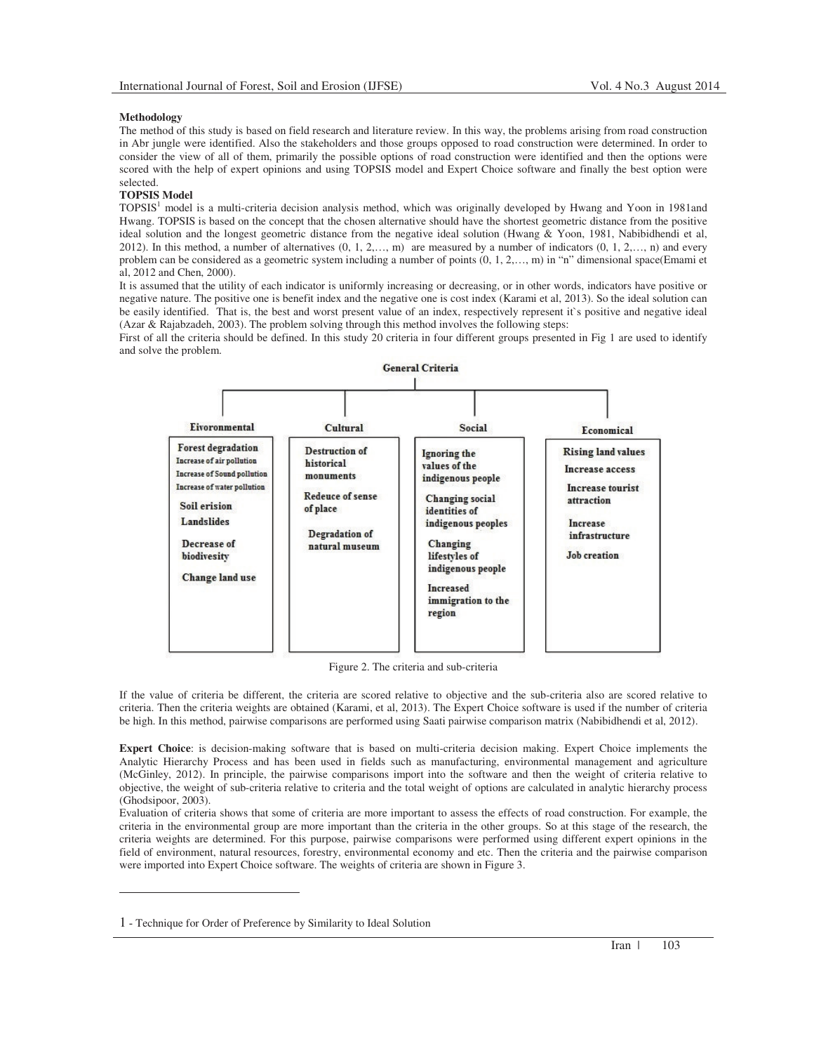**Methodology**

The method of this study is based on field research and literature review. In this way, the problems arising from road construction in Abr jungle were identified. Also the stakeholders and those groups opposed to road construction were determined. In order to consider the view of all of them, primarily the possible options of road construction were identified and then the options were scored with the help of expert opinions and using TOPSIS model and Expert Choice software and finally the best option were selected.

**TOPSIS Model**

TOPSIS[1] model is a multi-criteria decision analysis method, which was originally developed by Hwang and Yoon in 1981and Hwang. TOPSIS is based on the concept that the chosen alternative should have the shortest geometric distance from the positive ideal solution and the longest geometric distance from the negative ideal solution (Hwang & Yoon, 1981, Nabibidhendi et al, 2012). In this method, a number of alternatives (0, 1, 2,…, m) are measured by a number of indicators (0, 1, 2,…, n) and every problem can be considered as a geometric system including a number of points (0, 1, 2,…, m) in "n" dimensional space(Emami et al, 2012 and Chen, 2000).

It is assumed that the utility of each indicator is uniformly increasing or decreasing, or in other words, indicators have positive or negative nature. The positive one is benefit index and the negative one is cost index (Karami et al, 2013). So the ideal solution can be easily identified. That is, the best and worst present value of an index, respectively represent it`s positive and negative ideal (Azar & Rajabzadeh, 2003). The problem solving through this method involves the following steps:

First of all the criteria should be defined. In this study 20 criteria in four different groups presented in Fig 1 are used to identify and solve the problem.

General Criteria

| Eivoronmental | Cultural | Social | Economical |
|---|---|---|---|
| Forest degradation | Destruction of historical monuments | Ignoring the values of the indigenous people | Rising land values |
| Increase of air pollution | Redeuce of sense of place | Changing social identities of indigenous peoples | Increase access |
| Increase of Sound pollution | Degradation of natural museum | Changing lifestyles of indigenous people | Increase tourist attraction |
| Increase of water pollution | | Increased immigration to the region | Increase infrastructure |
| Soil erision | | | Job creation |
| Landslides | | | |
| Decrease of biodivesity | | | |
| Change land use | | | |

Figure 2. The criteria and sub-criteria

If the value of criteria be different, the criteria are scored relative to objective and the sub-criteria also are scored relative to criteria. Then the criteria weights are obtained (Karami, et al, 2013). The Expert Choice software is used if the number of criteria be high. In this method, pairwise comparisons are performed using Saati pairwise comparison matrix (Nabibidhendi et al, 2012).

**Expert Choice**: is decision-making software that is based on multi-criteria decision making. Expert Choice implements the Analytic Hierarchy Process and has been used in fields such as manufacturing, environmental management and agriculture (McGinley, 2012). In principle, the pairwise comparisons import into the software and then the weight of criteria relative to objective, the weight of sub-criteria relative to criteria and the total weight of options are calculated in analytic hierarchy process (Ghodsipoor, 2003).

Evaluation of criteria shows that some of criteria are more important to assess the effects of road construction. For example, the criteria in the environmental group are more important than the criteria in the other groups. So at this stage of the research, the criteria weights are determined. For this purpose, pairwise comparisons were performed using different expert opinions in the field of environment, natural resources, forestry, environmental economy and etc. Then the criteria and the pairwise comparison were imported into Expert Choice software. The weights of criteria are shown in Figure 3.

---

1 - Technique for Order of Preference by Similarity to Ideal Solution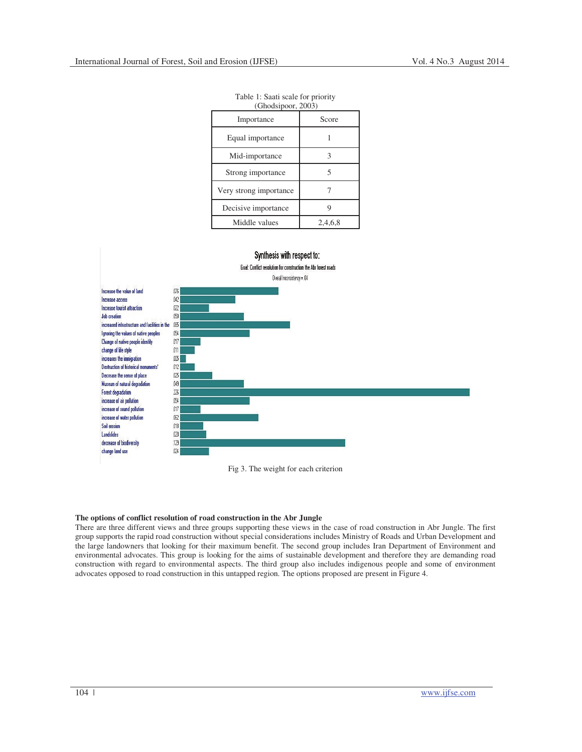Table 1: Saati scale for priority
(Ghodsipoor, 2003)

| Importance | Score |
|---|---|
| Equal importance | 1 |
| Mid-importance | 3 |
| Strong importance | 5 |
| Very strong importance | 7 |
| Decisive importance | 9 |
| Middle values | 2,4,6,8 |

**Synthesis with respect to:**

Goal: Conflict resolution for construction the Abr forest roads

Overall Inconsistency = .04

| Criterion | Weight |
|---|---|
| Increase the value of land | .076 |
| Increase access | .042 |
| Increase tourist attraction | .022 |
| Job creation | .050 |
| increased infrastructure and facilities in the | .085 |
| Ignoring the values of native peoples | .054 |
| Change of native people identity | .017 |
| change of life style | .011 |
| increases the immigration | .005 |
| Destruction of historical monuments' | .012 |
| Decrease the sense of place | .025 |
| Museum of natural degradation | .049 |
| Forest degradation | .226 |
| increase of air pollution | .054 |
| increase of sound pollution | .017 |
| increase of water pollution | .062 |
| Soil erosion | .018 |
| Landslides | .020 |
| decrease of biodiversity | .129 |
| change land use | .024 |

Fig 3. The weight for each criterion

**The options of conflict resolution of road construction in the Abr Jungle**

There are three different views and three groups supporting these views in the case of road construction in Abr Jungle. The first group supports the rapid road construction without special considerations includes Ministry of Roads and Urban Development and the large landowners that looking for their maximum benefit. The second group includes Iran Department of Environment and environmental advocates. This group is looking for the aims of sustainable development and therefore they are demanding road construction with regard to environmental aspects. The third group also includes indigenous people and some of environment advocates opposed to road construction in this untapped region. The options proposed are present in Figure 4.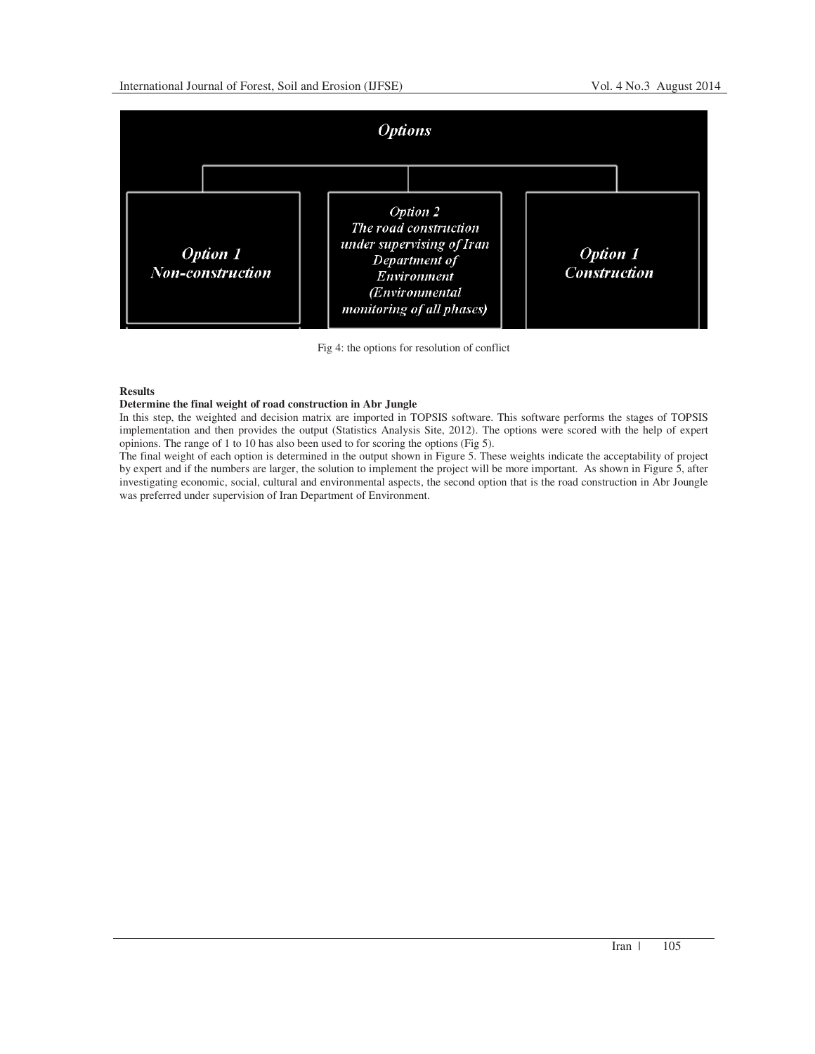Options

| Option 1 Non-construction | Option 2 The road construction under supervising of Iran Department of Environment (Environmental monitoring of all phases) | Option 1 Construction |
|---|---|---|

Fig 4: the options for resolution of conflict

**Results**

**Determine the final weight of road construction in Abr Jungle**

In this step, the weighted and decision matrix are imported in TOPSIS software. This software performs the stages of TOPSIS implementation and then provides the output (Statistics Analysis Site, 2012). The options were scored with the help of expert opinions. The range of 1 to 10 has also been used to for scoring the options (Fig 5).

The final weight of each option is determined in the output shown in Figure 5. These weights indicate the acceptability of project by expert and if the numbers are larger, the solution to implement the project will be more important. As shown in Figure 5, after investigating economic, social, cultural and environmental aspects, the second option that is the road construction in Abr Joungle was preferred under supervision of Iran Department of Environment.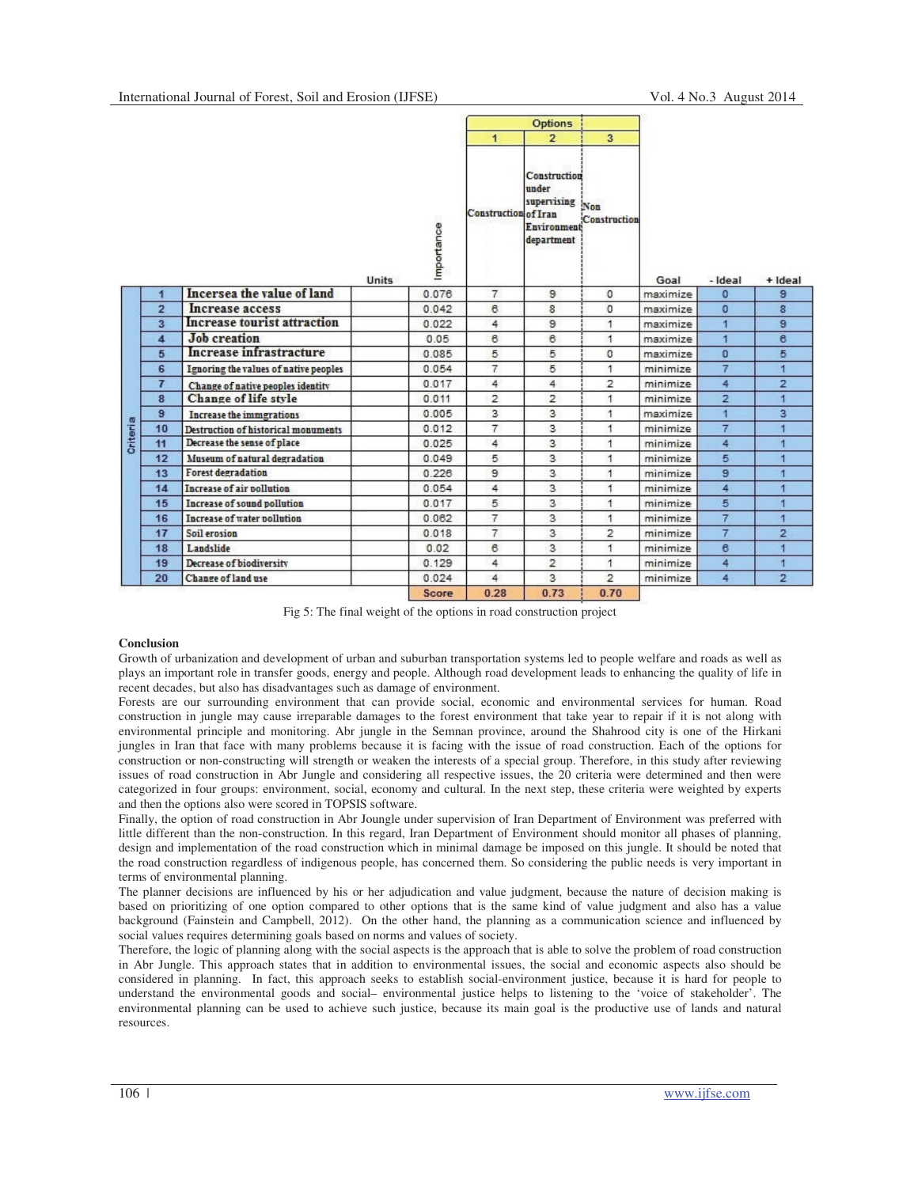| | | Criteria | Units | Importance | Options: 1 Construction | 2 Construction under supervising of Iran Environment department | 3 Non Construction | Goal | - Ideal | + Ideal |
|---|---|---|---|---|---|---|---|---|---|---|
| Criteria | 1 | Incersea the value of land | | 0.076 | 7 | 9 | 0 | maximize | 0 | 9 |
| | 2 | Increase access | | 0.042 | 6 | 8 | 0 | maximize | 0 | 8 |
| | 3 | Increase tourist attraction | | 0.022 | 4 | 9 | 1 | maximize | 1 | 9 |
| | 4 | Job creation | | 0.05 | 6 | 6 | 1 | maximize | 1 | 6 |
| | 5 | Increase infrastructure | | 0.085 | 5 | 5 | 0 | maximize | 0 | 5 |
| | 6 | Ignoring the values of native peoples | | 0.054 | 7 | 5 | 1 | minimize | 7 | 1 |
| | 7 | Change of native peoples identity | | 0.017 | 4 | 4 | 2 | minimize | 4 | 2 |
| | 8 | Change of life style | | 0.011 | 2 | 2 | 1 | minimize | 2 | 1 |
| | 9 | Increase the immgrations | | 0.005 | 3 | 3 | 1 | maximize | 1 | 3 |
| | 10 | Destruction of historical monuments | | 0.012 | 7 | 3 | 1 | minimize | 7 | 1 |
| | 11 | Decrease the sense of place | | 0.025 | 4 | 3 | 1 | minimize | 4 | 1 |
| | 12 | Museum of natural degradation | | 0.049 | 5 | 3 | 1 | minimize | 5 | 1 |
| | 13 | Forest degradation | | 0.226 | 9 | 3 | 1 | minimize | 9 | 1 |
| | 14 | Increase of air pollution | | 0.054 | 4 | 3 | 1 | minimize | 4 | 1 |
| | 15 | Increase of sound pollution | | 0.017 | 5 | 3 | 1 | minimize | 5 | 1 |
| | 16 | Increase of water pollution | | 0.062 | 7 | 3 | 1 | minimize | 7 | 1 |
| | 17 | Soil erosion | | 0.018 | 7 | 3 | 2 | minimize | 7 | 2 |
| | 18 | Landslide | | 0.02 | 6 | 3 | 1 | minimize | 6 | 1 |
| | 19 | Decrease of biodiversity | | 0.129 | 4 | 2 | 1 | minimize | 4 | 1 |
| | 20 | Change of land use | | 0.024 | 4 | 3 | 2 | minimize | 4 | 2 |
| | | | | Score | 0.28 | 0.73 | 0.70 | | | |

Fig 5: The final weight of the options in road construction project

**Conclusion**

Growth of urbanization and development of urban and suburban transportation systems led to people welfare and roads as well as plays an important role in transfer goods, energy and people. Although road development leads to enhancing the quality of life in recent decades, but also has disadvantages such as damage of environment.

Forests are our surrounding environment that can provide social, economic and environmental services for human. Road construction in jungle may cause irreparable damages to the forest environment that take year to repair if it is not along with environmental principle and monitoring. Abr jungle in the Semnan province, around the Shahrood city is one of the Hirkani jungles in Iran that face with many problems because it is facing with the issue of road construction. Each of the options for construction or non-constructing will strength or weaken the interests of a special group. Therefore, in this study after reviewing issues of road construction in Abr Jungle and considering all respective issues, the 20 criteria were determined and then were categorized in four groups: environment, social, economy and cultural. In the next step, these criteria were weighted by experts and then the options also were scored in TOPSIS software.

Finally, the option of road construction in Abr Joungle under supervision of Iran Department of Environment was preferred with little different than the non-construction. In this regard, Iran Department of Environment should monitor all phases of planning, design and implementation of the road construction which in minimal damage be imposed on this jungle. It should be noted that the road construction regardless of indigenous people, has concerned them. So considering the public needs is very important in terms of environmental planning.

The planner decisions are influenced by his or her adjudication and value judgment, because the nature of decision making is based on prioritizing of one option compared to other options that is the same kind of value judgment and also has a value background (Fainstein and Campbell, 2012). On the other hand, the planning as a communication science and influenced by social values requires determining goals based on norms and values of society.

Therefore, the logic of planning along with the social aspects is the approach that is able to solve the problem of road construction in Abr Jungle. This approach states that in addition to environmental issues, the social and economic aspects also should be considered in planning. In fact, this approach seeks to establish social-environment justice, because it is hard for people to understand the environmental goods and social– environmental justice helps to listening to the 'voice of stakeholder'. The environmental planning can be used to achieve such justice, because its main goal is the productive use of lands and natural resources.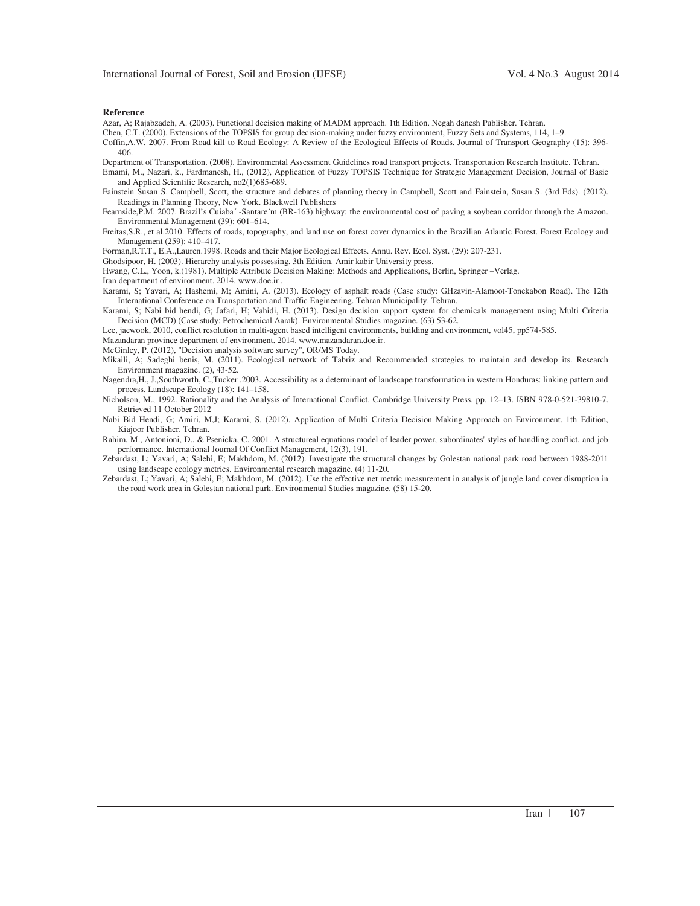**Reference**

Azar, A; Rajabzadeh, A. (2003). Functional decision making of MADM approach. 1th Edition. Negah danesh Publisher. Tehran.

Chen, C.T. (2000). Extensions of the TOPSIS for group decision-making under fuzzy environment, Fuzzy Sets and Systems, 114, 1–9.

Coffin,A.W. 2007. From Road kill to Road Ecology: A Review of the Ecological Effects of Roads. Journal of Transport Geography (15): 396-406.

Department of Transportation. (2008). Environmental Assessment Guidelines road transport projects. Transportation Research Institute. Tehran.

Emami, M., Nazari, k., Fardmanesh, H., (2012), Application of Fuzzy TOPSIS Technique for Strategic Management Decision, Journal of Basic and Applied Scientific Research, no2(1)685-689.

Fainstein Susan S. Campbell, Scott, the structure and debates of planning theory in Campbell, Scott and Fainstein, Susan S. (3rd Eds). (2012). Readings in Planning Theory, New York. Blackwell Publishers

Fearnside,P.M. 2007. Brazil's Cuiaba´ -Santare´m (BR-163) highway: the environmental cost of paving a soybean corridor through the Amazon. Environmental Management (39): 601–614.

Freitas,S.R., et al.2010. Effects of roads, topography, and land use on forest cover dynamics in the Brazilian Atlantic Forest. Forest Ecology and Management (259): 410–417.

Forman,R.T.T., E.A.,Lauren.1998. Roads and their Major Ecological Effects. Annu. Rev. Ecol. Syst. (29): 207-231.

Ghodsipoor, H. (2003). Hierarchy analysis possessing. 3th Edition. Amir kabir University press.

Hwang, C.L., Yoon, k.(1981). Multiple Attribute Decision Making: Methods and Applications, Berlin, Springer –Verlag.

Iran department of environment. 2014. www.doe.ir .

Karami, S; Yavari, A; Hashemi, M; Amini, A. (2013). Ecology of asphalt roads (Case study: GHzavin-Alamoot-Tonekabon Road). The 12th International Conference on Transportation and Traffic Engineering. Tehran Municipality. Tehran.

Karami, S; Nabi bid hendi, G; Jafari, H; Vahidi, H. (2013). Design decision support system for chemicals management using Multi Criteria Decision (MCD) (Case study: Petrochemical Aarak). Environmental Studies magazine. (63) 53-62.

Lee, jaewook, 2010, conflict resolution in multi-agent based intelligent environments, building and environment, vol45, pp574-585.

Mazandaran province department of environment. 2014. www.mazandaran.doe.ir.

McGinley, P. (2012), "Decision analysis software survey", OR/MS Today.

Mikaili, A; Sadeghi benis, M. (2011). Ecological network of Tabriz and Recommended strategies to maintain and develop its. Research Environment magazine. (2), 43-52.

Nagendra,H., J.,Southworth, C.,Tucker .2003. Accessibility as a determinant of landscape transformation in western Honduras: linking pattern and process. Landscape Ecology (18): 141–158.

Nicholson, M., 1992. Rationality and the Analysis of International Conflict. Cambridge University Press. pp. 12–13. ISBN 978-0-521-39810-7. Retrieved 11 October 2012

Nabi Bid Hendi, G; Amiri, M,J; Karami, S. (2012). Application of Multi Criteria Decision Making Approach on Environment. 1th Edition, Kiajoor Publisher. Tehran.

Rahim, M., Antonioni, D., & Psenicka, C, 2001. A structureal equations model of leader power, subordinates' styles of handling conflict, and job performance. International Journal Of Conflict Management, 12(3), 191.

Zebardast, L; Yavari, A; Salehi, E; Makhdom, M. (2012). Investigate the structural changes by Golestan national park road between 1988-2011 using landscape ecology metrics. Environmental research magazine. (4) 11-20.

Zebardast, L; Yavari, A; Salehi, E; Makhdom, M. (2012). Use the effective net metric measurement in analysis of jungle land cover disruption in the road work area in Golestan national park. Environmental Studies magazine. (58) 15-20.